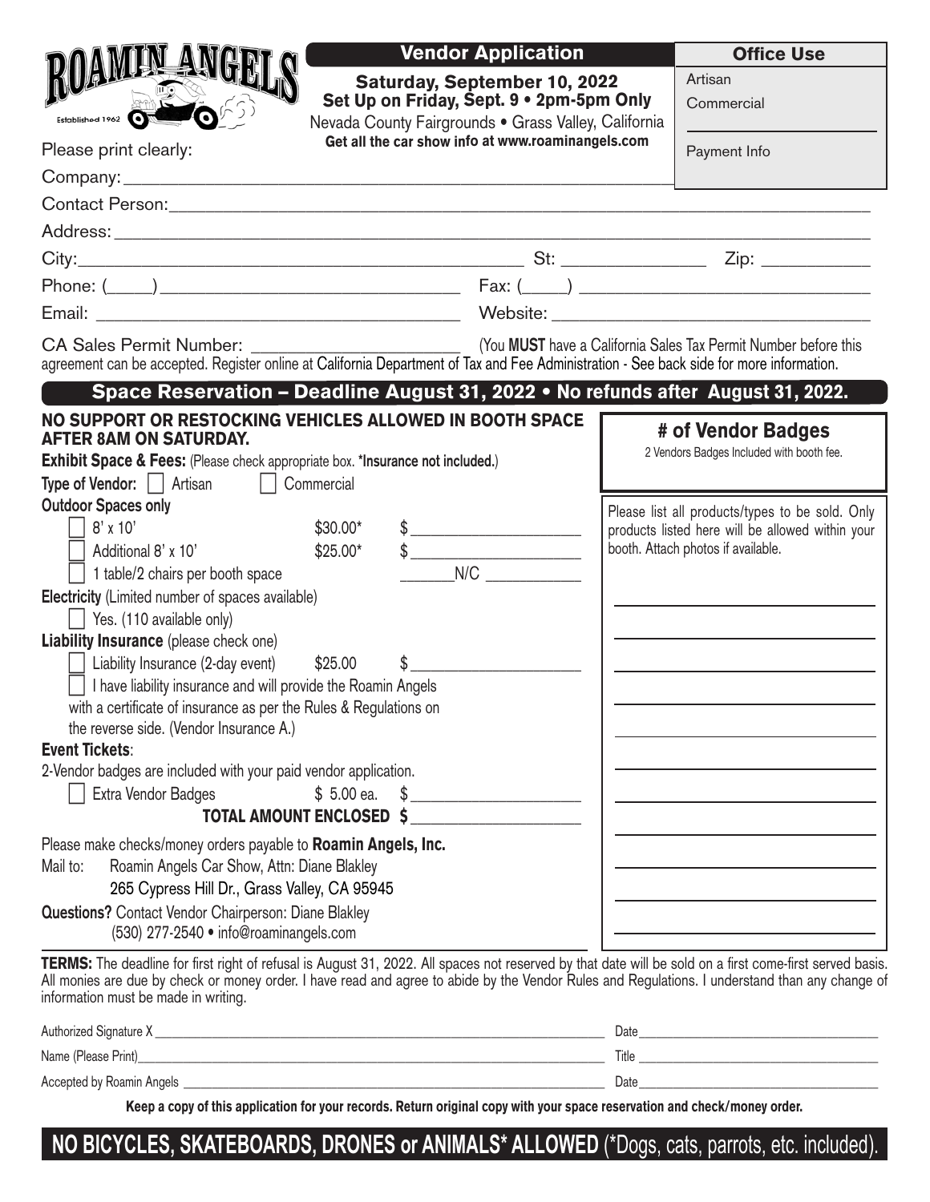# ROAMIN ANGELS

Established 1962

## Vendor Application

**Saturday, September 10, 2022**
**Set Up on Friday, Sept. 9 • 2pm-5pm Only**
Nevada County Fairgrounds • Grass Valley, California
**Get all the car show info at www.roaminangels.com**

| Office Use |
|---|
| Artisan |
| Commercial |
| Payment Info |

Please print clearly:

Company: ____________________

Contact Person: ____________________

Address: ____________________

City: ____________________ St: __________ Zip: __________

Phone: (____) ____________________ Fax: (____) ____________________

Email: ____________________ Website: ____________________

CA Sales Permit Number: ____________________ (You **MUST** have a California Sales Tax Permit Number before this agreement can be accepted. Register online at California Department of Tax and Fee Administration - See back side for more information.

## Space Reservation – Deadline August 31, 2022 • No refunds after August 31, 2022.

**NO SUPPORT OR RESTOCKING VEHICLES ALLOWED IN BOOTH SPACE AFTER 8AM ON SATURDAY.**

**Exhibit Space & Fees:** (Please check appropriate box. ***Insurance not included.**)

**Type of Vendor:** ☐ Artisan ☐ Commercial

**Outdoor Spaces only**

- ☐ 8' x 10' $30.00* $__________
- ☐ Additional 8' x 10' $25.00* $__________
- ☐ 1 table/2 chairs per booth space ______N/C __________

**Electricity** (Limited number of spaces available)

- ☐ Yes. (110 available only)

**Liability Insurance** (please check one)

- ☐ Liability Insurance (2-day event) $25.00 $__________
- ☐ I have liability insurance and will provide the Roamin Angels with a certificate of insurance as per the Rules & Regulations on the reverse side. (Vendor Insurance A.)

**Event Tickets**:

2-Vendor badges are included with your paid vendor application.

- ☐ Extra Vendor Badges $ 5.00 ea. $__________

**TOTAL AMOUNT ENCLOSED $**__________

Please make checks/money orders payable to **Roamin Angels, Inc.**

Mail to: Roamin Angels Car Show, Attn: Diane Blakley
265 Cypress Hill Dr., Grass Valley, CA 95945

**Questions?** Contact Vendor Chairperson: Diane Blakley
(530) 277-2540 • info@roaminangels.com

### # of Vendor Badges

2 Vendors Badges Included with booth fee.

Please list all products/types to be sold. Only products listed here will be allowed within your booth. Attach photos if available.

____________________

____________________

____________________

____________________

____________________

____________________

____________________

____________________

____________________

____________________

**TERMS:** The deadline for first right of refusal is August 31, 2022. All spaces not reserved by that date will be sold on a first come-first served basis. All monies are due by check or money order. I have read and agree to abide by the Vendor Rules and Regulations. I understand than any change of information must be made in writing.

Authorized Signature X ____________________ Date ____________________

Name (Please Print) ____________________ Title ____________________

Accepted by Roamin Angels ____________________ Date ____________________

**Keep a copy of this application for your records. Return original copy with your space reservation and check/money order.**

**NO BICYCLES, SKATEBOARDS, DRONES or ANIMALS* ALLOWED** (*Dogs, cats, parrots, etc. included).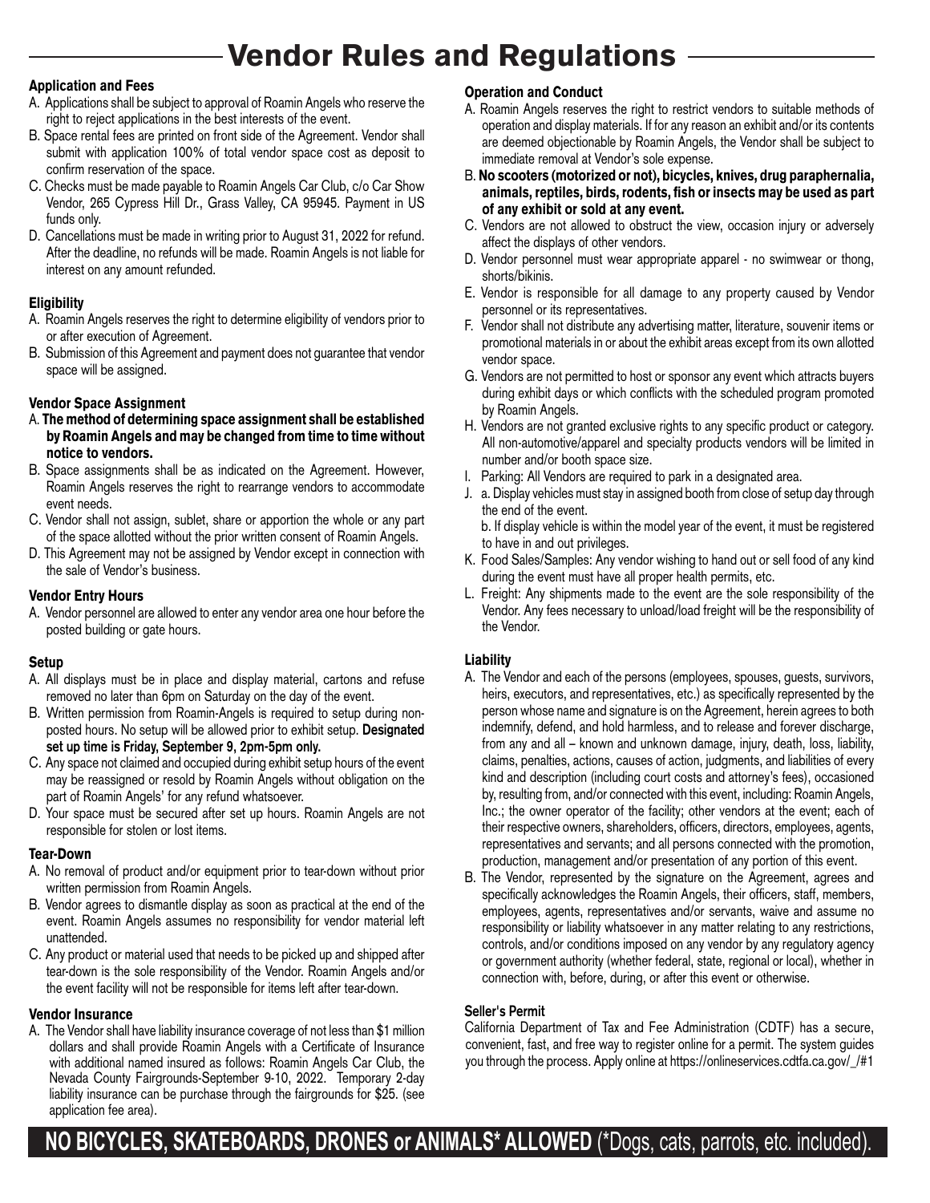# Vendor Rules and Regulations

### Application and Fees

A. Applications shall be subject to approval of Roamin Angels who reserve the right to reject applications in the best interests of the event.

B. Space rental fees are printed on front side of the Agreement. Vendor shall submit with application 100% of total vendor space cost as deposit to confirm reservation of the space.

C. Checks must be made payable to Roamin Angels Car Club, c/o Car Show Vendor, 265 Cypress Hill Dr., Grass Valley, CA 95945. Payment in US funds only.

D. Cancellations must be made in writing prior to August 31, 2022 for refund. After the deadline, no refunds will be made. Roamin Angels is not liable for interest on any amount refunded.

### Eligibility

A. Roamin Angels reserves the right to determine eligibility of vendors prior to or after execution of Agreement.

B. Submission of this Agreement and payment does not guarantee that vendor space will be assigned.

### Vendor Space Assignment

A. **The method of determining space assignment shall be established by Roamin Angels and may be changed from time to time without notice to vendors.**

B. Space assignments shall be as indicated on the Agreement. However, Roamin Angels reserves the right to rearrange vendors to accommodate event needs.

C. Vendor shall not assign, sublet, share or apportion the whole or any part of the space allotted without the prior written consent of Roamin Angels.

D. This Agreement may not be assigned by Vendor except in connection with the sale of Vendor's business.

### Vendor Entry Hours

A. Vendor personnel are allowed to enter any vendor area one hour before the posted building or gate hours.

### Setup

A. All displays must be in place and display material, cartons and refuse removed no later than 6pm on Saturday on the day of the event.

B. Written permission from Roamin-Angels is required to setup during non-posted hours. No setup will be allowed prior to exhibit setup. **Designated set up time is Friday, September 9, 2pm-5pm only.**

C. Any space not claimed and occupied during exhibit setup hours of the event may be reassigned or resold by Roamin Angels without obligation on the part of Roamin Angels' for any refund whatsoever.

D. Your space must be secured after set up hours. Roamin Angels are not responsible for stolen or lost items.

### Tear-Down

A. No removal of product and/or equipment prior to tear-down without prior written permission from Roamin Angels.

B. Vendor agrees to dismantle display as soon as practical at the end of the event. Roamin Angels assumes no responsibility for vendor material left unattended.

C. Any product or material used that needs to be picked up and shipped after tear-down is the sole responsibility of the Vendor. Roamin Angels and/or the event facility will not be responsible for items left after tear-down.

### Vendor Insurance

A. The Vendor shall have liability insurance coverage of not less than $1 million dollars and shall provide Roamin Angels with a Certificate of Insurance with additional named insured as follows: Roamin Angels Car Club, the Nevada County Fairgrounds-September 9-10, 2022. Temporary 2-day liability insurance can be purchase through the fairgrounds for $25. (see application fee area).

### Operation and Conduct

A. Roamin Angels reserves the right to restrict vendors to suitable methods of operation and display materials. If for any reason an exhibit and/or its contents are deemed objectionable by Roamin Angels, the Vendor shall be subject to immediate removal at Vendor's sole expense.

B. **No scooters (motorized or not), bicycles, knives, drug paraphernalia, animals, reptiles, birds, rodents, fish or insects may be used as part of any exhibit or sold at any event.**

C. Vendors are not allowed to obstruct the view, occasion injury or adversely affect the displays of other vendors.

D. Vendor personnel must wear appropriate apparel - no swimwear or thong, shorts/bikinis.

E. Vendor is responsible for all damage to any property caused by Vendor personnel or its representatives.

F. Vendor shall not distribute any advertising matter, literature, souvenir items or promotional materials in or about the exhibit areas except from its own allotted vendor space.

G. Vendors are not permitted to host or sponsor any event which attracts buyers during exhibit days or which conflicts with the scheduled program promoted by Roamin Angels.

H. Vendors are not granted exclusive rights to any specific product or category. All non-automotive/apparel and specialty products vendors will be limited in number and/or booth space size.

I. Parking: All Vendors are required to park in a designated area.

J. a. Display vehicles must stay in assigned booth from close of setup day through the end of the event.
b. If display vehicle is within the model year of the event, it must be registered to have in and out privileges.

K. Food Sales/Samples: Any vendor wishing to hand out or sell food of any kind during the event must have all proper health permits, etc.

L. Freight: Any shipments made to the event are the sole responsibility of the Vendor. Any fees necessary to unload/load freight will be the responsibility of the Vendor.

### Liability

A. The Vendor and each of the persons (employees, spouses, guests, survivors, heirs, executors, and representatives, etc.) as specifically represented by the person whose name and signature is on the Agreement, herein agrees to both indemnify, defend, and hold harmless, and to release and forever discharge, from any and all – known and unknown damage, injury, death, loss, liability, claims, penalties, actions, causes of action, judgments, and liabilities of every kind and description (including court costs and attorney's fees), occasioned by, resulting from, and/or connected with this event, including: Roamin Angels, Inc.; the owner operator of the facility; other vendors at the event; each of their respective owners, shareholders, officers, directors, employees, agents, representatives and servants; and all persons connected with the promotion, production, management and/or presentation of any portion of this event.

B. The Vendor, represented by the signature on the Agreement, agrees and specifically acknowledges the Roamin Angels, their officers, staff, members, employees, agents, representatives and/or servants, waive and assume no responsibility or liability whatsoever in any matter relating to any restrictions, controls, and/or conditions imposed on any vendor by any regulatory agency or government authority (whether federal, state, regional or local), whether in connection with, before, during, or after this event or otherwise.

### Seller's Permit

California Department of Tax and Fee Administration (CDTF) has a secure, convenient, fast, and free way to register online for a permit. The system guides you through the process. Apply online at https://onlineservices.cdtfa.ca.gov/_/#1

**NO BICYCLES, SKATEBOARDS, DRONES or ANIMALS* ALLOWED** (*Dogs, cats, parrots, etc. included).